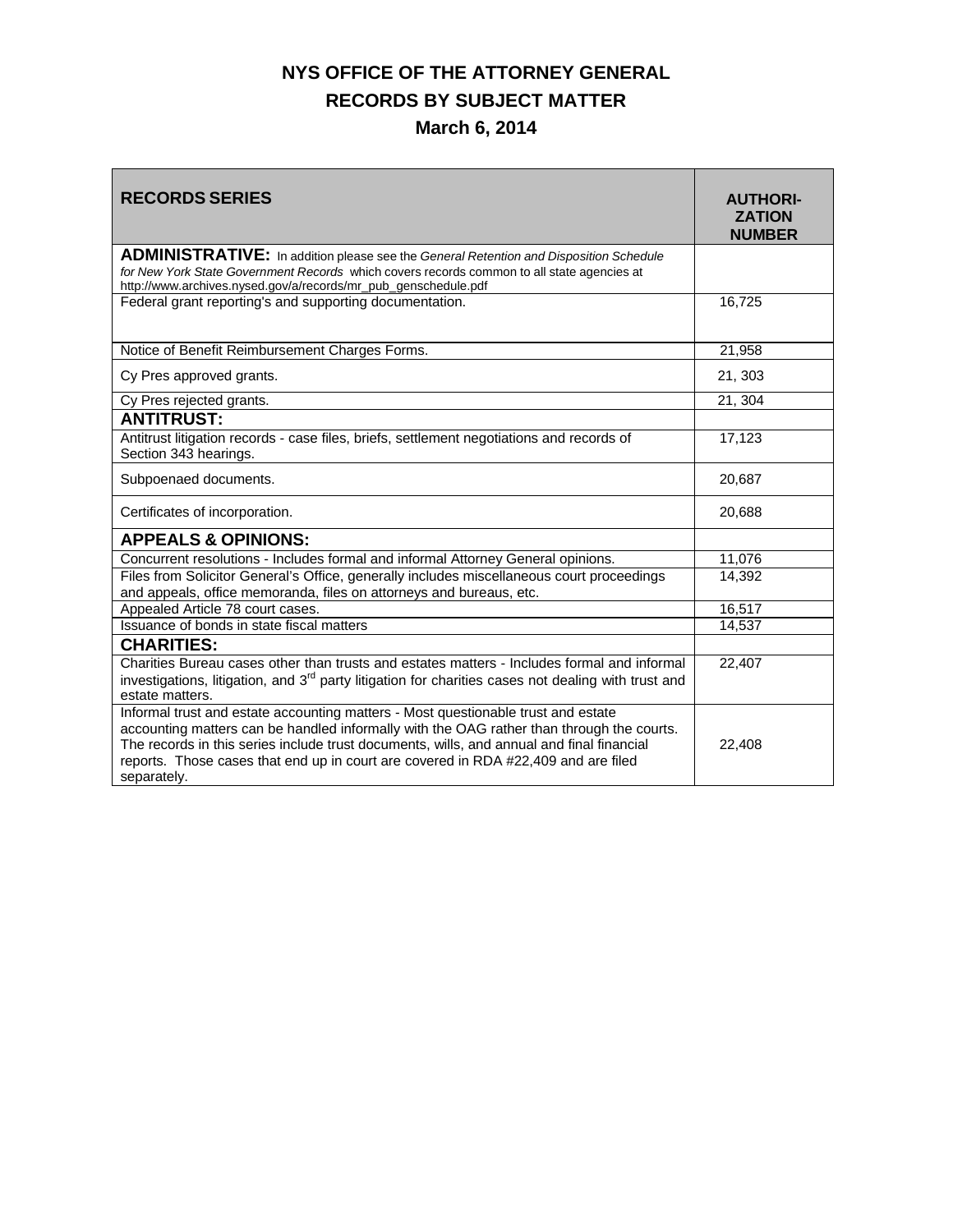# NYS OFFICE OF THE ATTORNEY GENERAL

## RECORDS BY SUBJECT MATTER

### March 6, 2014

| RECORDS SERIES | AUTHORI-ZATION NUMBER |
|---|---|
| **ADMINISTRATIVE:** In addition please see the *General Retention and Disposition Schedule for New York State Government Records* which covers records common to all state agencies at http://www.archives.nysed.gov/a/records/mr_pub_genschedule.pdf | |
| Federal grant reporting's and supporting documentation. | 16,725 |
| Notice of Benefit Reimbursement Charges Forms. | 21,958 |
| Cy Pres approved grants. | 21, 303 |
| Cy Pres rejected grants. | 21, 304 |
| **ANTITRUST:** | |
| Antitrust litigation records - case files, briefs, settlement negotiations and records of Section 343 hearings. | 17,123 |
| Subpoenaed documents. | 20,687 |
| Certificates of incorporation. | 20,688 |
| **APPEALS & OPINIONS:** | |
| Concurrent resolutions - Includes formal and informal Attorney General opinions. | 11,076 |
| Files from Solicitor General's Office, generally includes miscellaneous court proceedings and appeals, office memoranda, files on attorneys and bureaus, etc. | 14,392 |
| Appealed Article 78 court cases. | 16,517 |
| Issuance of bonds in state fiscal matters | 14,537 |
| **CHARITIES:** | |
| Charities Bureau cases other than trusts and estates matters - Includes formal and informal investigations, litigation, and 3rd party litigation for charities cases not dealing with trust and estate matters. | 22,407 |
| Informal trust and estate accounting matters - Most questionable trust and estate accounting matters can be handled informally with the OAG rather than through the courts. The records in this series include trust documents, wills, and annual and final financial reports. Those cases that end up in court are covered in RDA #22,409 and are filed separately. | 22,408 |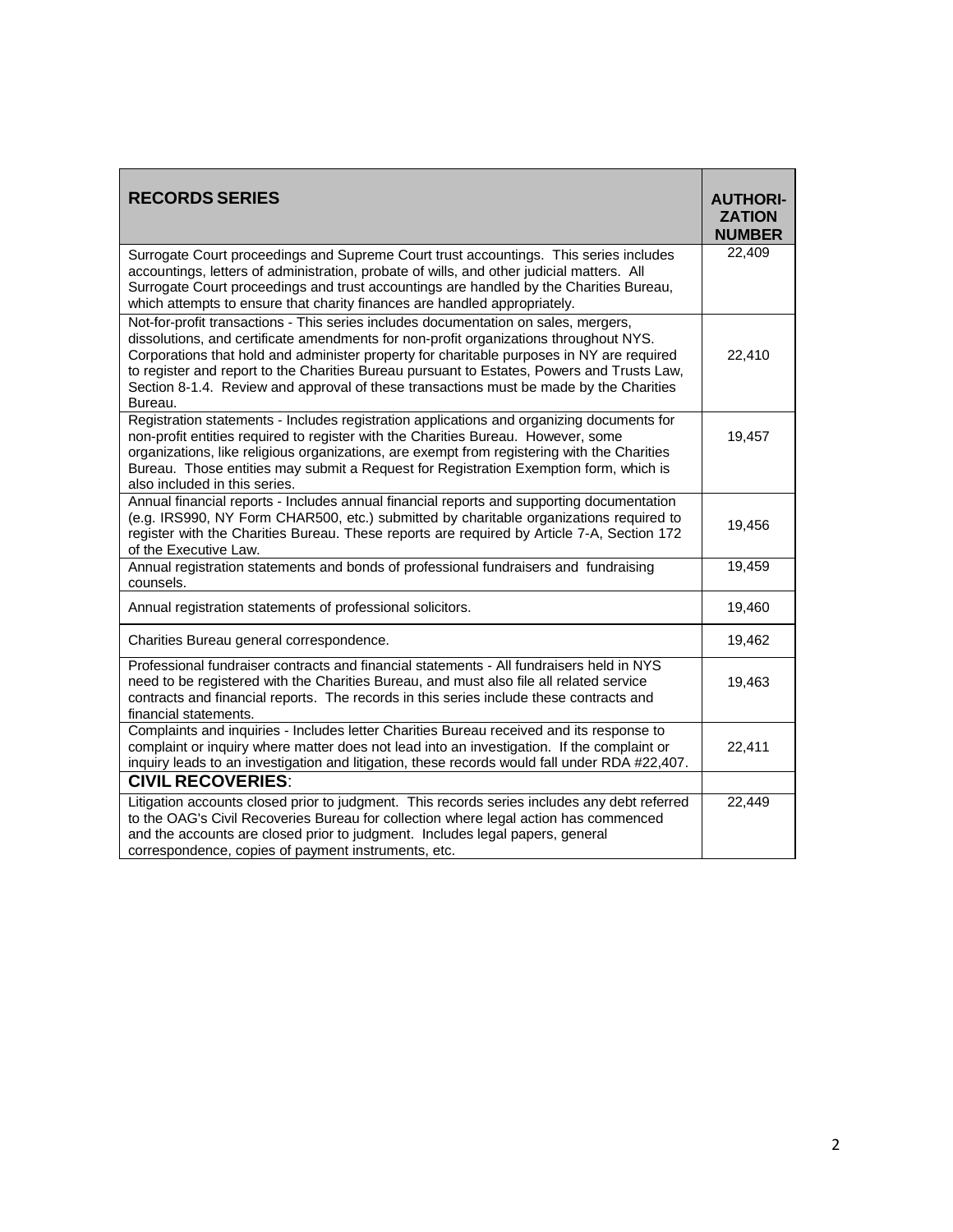| **RECORDS SERIES** | **AUTHORI-ZATION NUMBER** |
|---|---|
| Surrogate Court proceedings and Supreme Court trust accountings. This series includes accountings, letters of administration, probate of wills, and other judicial matters. All Surrogate Court proceedings and trust accountings are handled by the Charities Bureau, which attempts to ensure that charity finances are handled appropriately. | 22,409 |
| Not-for-profit transactions - This series includes documentation on sales, mergers, dissolutions, and certificate amendments for non-profit organizations throughout NYS. Corporations that hold and administer property for charitable purposes in NY are required to register and report to the Charities Bureau pursuant to Estates, Powers and Trusts Law, Section 8-1.4. Review and approval of these transactions must be made by the Charities Bureau. | 22,410 |
| Registration statements - Includes registration applications and organizing documents for non-profit entities required to register with the Charities Bureau. However, some organizations, like religious organizations, are exempt from registering with the Charities Bureau. Those entities may submit a Request for Registration Exemption form, which is also included in this series. | 19,457 |
| Annual financial reports - Includes annual financial reports and supporting documentation (e.g. IRS990, NY Form CHAR500, etc.) submitted by charitable organizations required to register with the Charities Bureau. These reports are required by Article 7-A, Section 172 of the Executive Law. | 19,456 |
| Annual registration statements and bonds of professional fundraisers and fundraising counsels. | 19,459 |
| Annual registration statements of professional solicitors. | 19,460 |
| Charities Bureau general correspondence. | 19,462 |
| Professional fundraiser contracts and financial statements - All fundraisers held in NYS need to be registered with the Charities Bureau, and must also file all related service contracts and financial reports. The records in this series include these contracts and financial statements. | 19,463 |
| Complaints and inquiries - Includes letter Charities Bureau received and its response to complaint or inquiry where matter does not lead into an investigation. If the complaint or inquiry leads to an investigation and litigation, these records would fall under RDA #22,407. | 22,411 |
| **CIVIL RECOVERIES**: | |
| Litigation accounts closed prior to judgment. This records series includes any debt referred to the OAG's Civil Recoveries Bureau for collection where legal action has commenced and the accounts are closed prior to judgment. Includes legal papers, general correspondence, copies of payment instruments, etc. | 22,449 |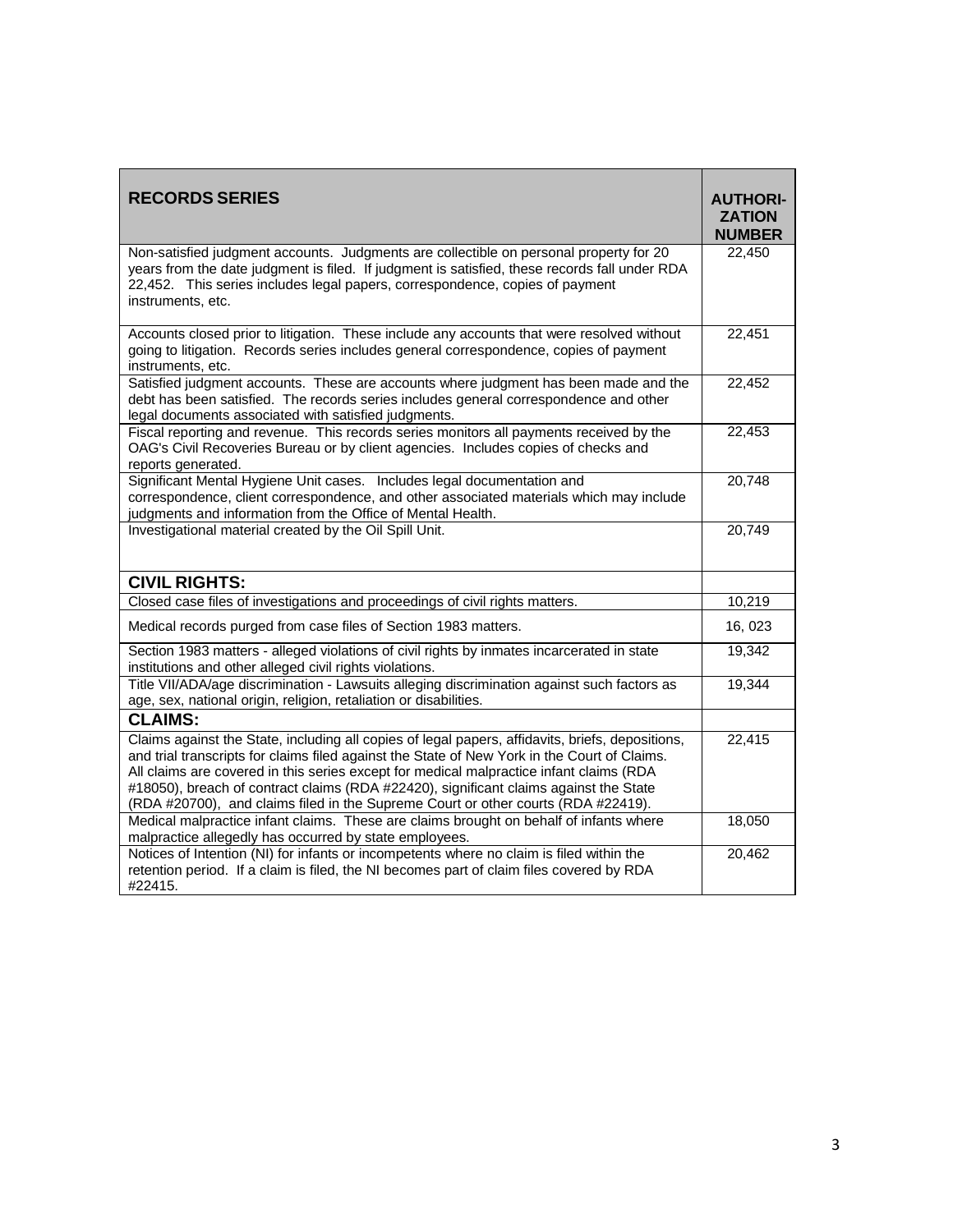| **RECORDS SERIES** | **AUTHORI-ZATION NUMBER** |
|---|---|
| Non-satisfied judgment accounts. Judgments are collectible on personal property for 20 years from the date judgment is filed. If judgment is satisfied, these records fall under RDA 22,452. This series includes legal papers, correspondence, copies of payment instruments, etc. | 22,450 |
| Accounts closed prior to litigation. These include any accounts that were resolved without going to litigation. Records series includes general correspondence, copies of payment instruments, etc. | 22,451 |
| Satisfied judgment accounts. These are accounts where judgment has been made and the debt has been satisfied. The records series includes general correspondence and other legal documents associated with satisfied judgments. | 22,452 |
| Fiscal reporting and revenue. This records series monitors all payments received by the OAG's Civil Recoveries Bureau or by client agencies. Includes copies of checks and reports generated. | 22,453 |
| Significant Mental Hygiene Unit cases. Includes legal documentation and correspondence, client correspondence, and other associated materials which may include judgments and information from the Office of Mental Health. | 20,748 |
| Investigational material created by the Oil Spill Unit. | 20,749 |
| **CIVIL RIGHTS:** | |
| Closed case files of investigations and proceedings of civil rights matters. | 10,219 |
| Medical records purged from case files of Section 1983 matters. | 16, 023 |
| Section 1983 matters - alleged violations of civil rights by inmates incarcerated in state institutions and other alleged civil rights violations. | 19,342 |
| Title VII/ADA/age discrimination - Lawsuits alleging discrimination against such factors as age, sex, national origin, religion, retaliation or disabilities. | 19,344 |
| **CLAIMS:** | |
| Claims against the State, including all copies of legal papers, affidavits, briefs, depositions, and trial transcripts for claims filed against the State of New York in the Court of Claims. All claims are covered in this series except for medical malpractice infant claims (RDA #18050), breach of contract claims (RDA #22420), significant claims against the State (RDA #20700), and claims filed in the Supreme Court or other courts (RDA #22419). | 22,415 |
| Medical malpractice infant claims. These are claims brought on behalf of infants where malpractice allegedly has occurred by state employees. | 18,050 |
| Notices of Intention (NI) for infants or incompetents where no claim is filed within the retention period. If a claim is filed, the NI becomes part of claim files covered by RDA #22415. | 20,462 |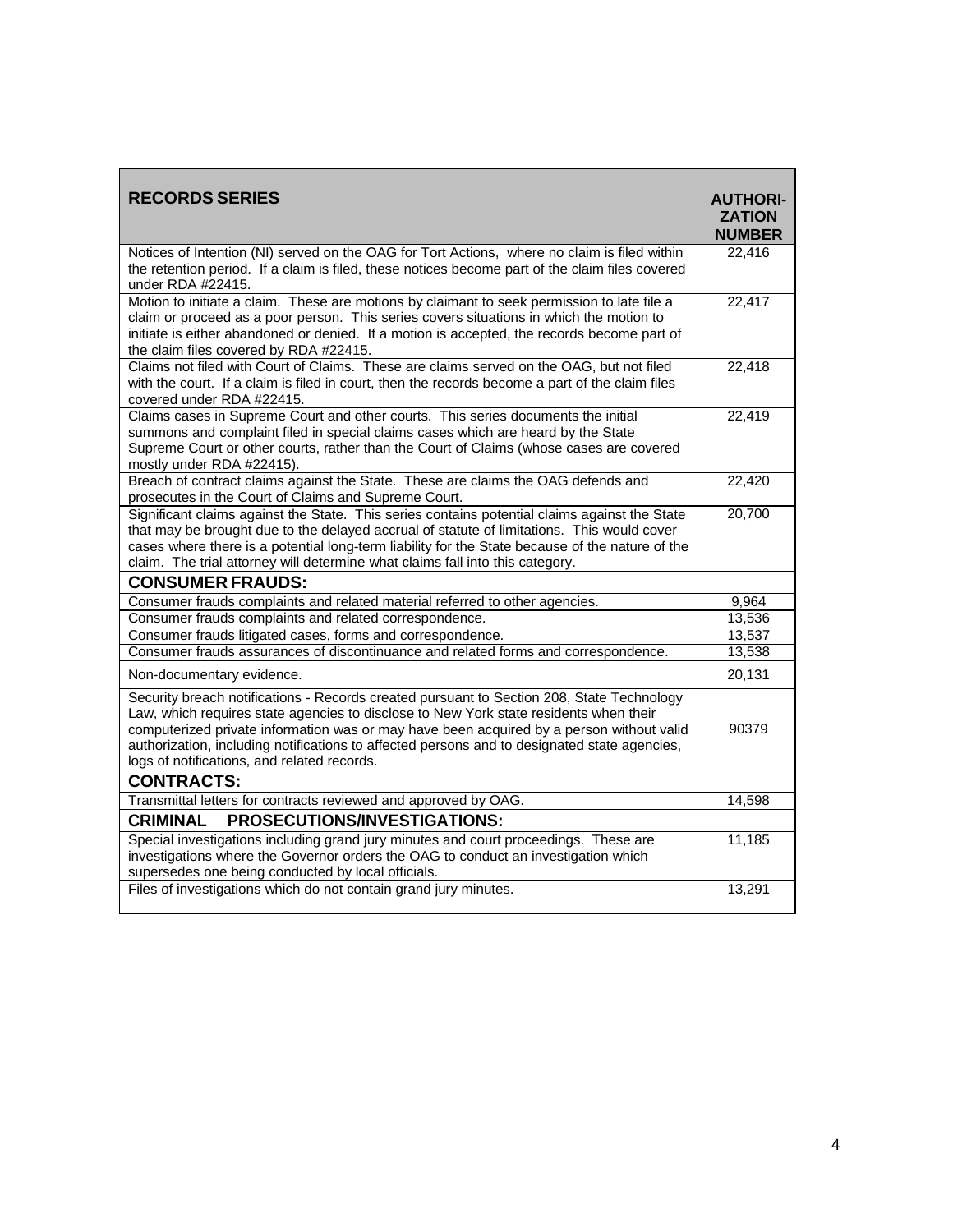| RECORDS SERIES | AUTHORI-ZATION NUMBER |
|---|---|
| Notices of Intention (NI) served on the OAG for Tort Actions, where no claim is filed within the retention period. If a claim is filed, these notices become part of the claim files covered under RDA #22415. | 22,416 |
| Motion to initiate a claim. These are motions by claimant to seek permission to late file a claim or proceed as a poor person. This series covers situations in which the motion to initiate is either abandoned or denied. If a motion is accepted, the records become part of the claim files covered by RDA #22415. | 22,417 |
| Claims not filed with Court of Claims. These are claims served on the OAG, but not filed with the court. If a claim is filed in court, then the records become a part of the claim files covered under RDA #22415. | 22,418 |
| Claims cases in Supreme Court and other courts. This series documents the initial summons and complaint filed in special claims cases which are heard by the State Supreme Court or other courts, rather than the Court of Claims (whose cases are covered mostly under RDA #22415). | 22,419 |
| Breach of contract claims against the State. These are claims the OAG defends and prosecutes in the Court of Claims and Supreme Court. | 22,420 |
| Significant claims against the State. This series contains potential claims against the State that may be brought due to the delayed accrual of statute of limitations. This would cover cases where there is a potential long-term liability for the State because of the nature of the claim. The trial attorney will determine what claims fall into this category. | 20,700 |
| **CONSUMER FRAUDS:** | |
| Consumer frauds complaints and related material referred to other agencies. | 9,964 |
| Consumer frauds complaints and related correspondence. | 13,536 |
| Consumer frauds litigated cases, forms and correspondence. | 13,537 |
| Consumer frauds assurances of discontinuance and related forms and correspondence. | 13,538 |
| Non-documentary evidence. | 20,131 |
| Security breach notifications - Records created pursuant to Section 208, State Technology Law, which requires state agencies to disclose to New York state residents when their computerized private information was or may have been acquired by a person without valid authorization, including notifications to affected persons and to designated state agencies, logs of notifications, and related records. | 90379 |
| **CONTRACTS:** | |
| Transmittal letters for contracts reviewed and approved by OAG. | 14,598 |
| **CRIMINAL PROSECUTIONS/INVESTIGATIONS:** | |
| Special investigations including grand jury minutes and court proceedings. These are investigations where the Governor orders the OAG to conduct an investigation which supersedes one being conducted by local officials. | 11,185 |
| Files of investigations which do not contain grand jury minutes. | 13,291 |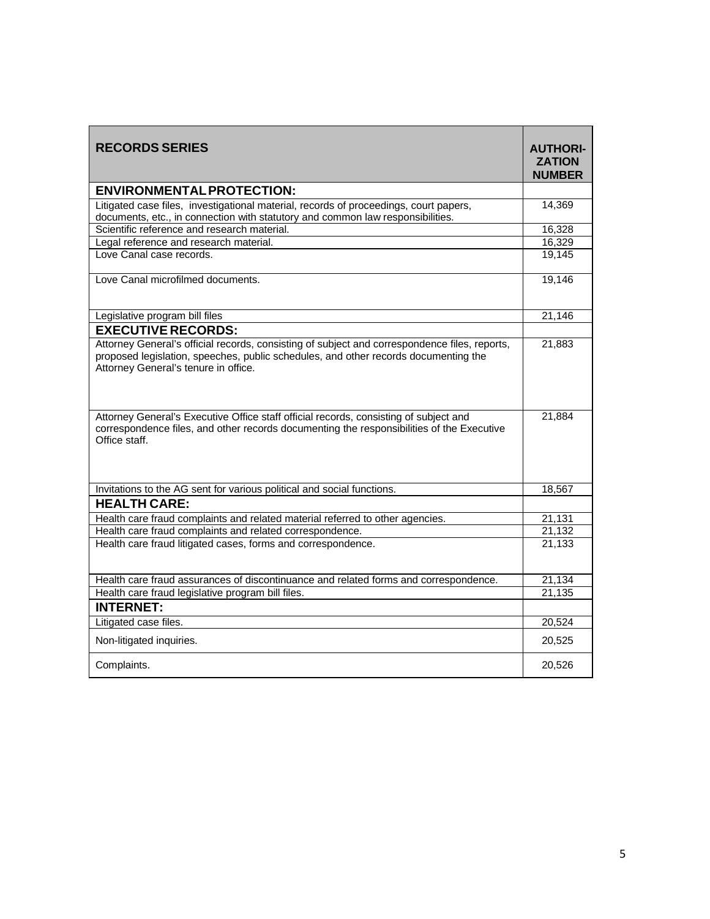| RECORDS SERIES | AUTHORI-ZATION NUMBER |
|---|---|
| **ENVIRONMENTAL PROTECTION:** | |
| Litigated case files, investigational material, records of proceedings, court papers, documents, etc., in connection with statutory and common law responsibilities. | 14,369 |
| Scientific reference and research material. | 16,328 |
| Legal reference and research material. | 16,329 |
| Love Canal case records. | 19,145 |
| Love Canal microfilmed documents. | 19,146 |
| Legislative program bill files | 21,146 |
| **EXECUTIVE RECORDS:** | |
| Attorney General's official records, consisting of subject and correspondence files, reports, proposed legislation, speeches, public schedules, and other records documenting the Attorney General's tenure in office. | 21,883 |
| Attorney General's Executive Office staff official records, consisting of subject and correspondence files, and other records documenting the responsibilities of the Executive Office staff. | 21,884 |
| Invitations to the AG sent for various political and social functions. | 18,567 |
| **HEALTH CARE:** | |
| Health care fraud complaints and related material referred to other agencies. | 21,131 |
| Health care fraud complaints and related correspondence. | 21,132 |
| Health care fraud litigated cases, forms and correspondence. | 21,133 |
| Health care fraud assurances of discontinuance and related forms and correspondence. | 21,134 |
| Health care fraud legislative program bill files. | 21,135 |
| **INTERNET:** | |
| Litigated case files. | 20,524 |
| Non-litigated inquiries. | 20,525 |
| Complaints. | 20,526 |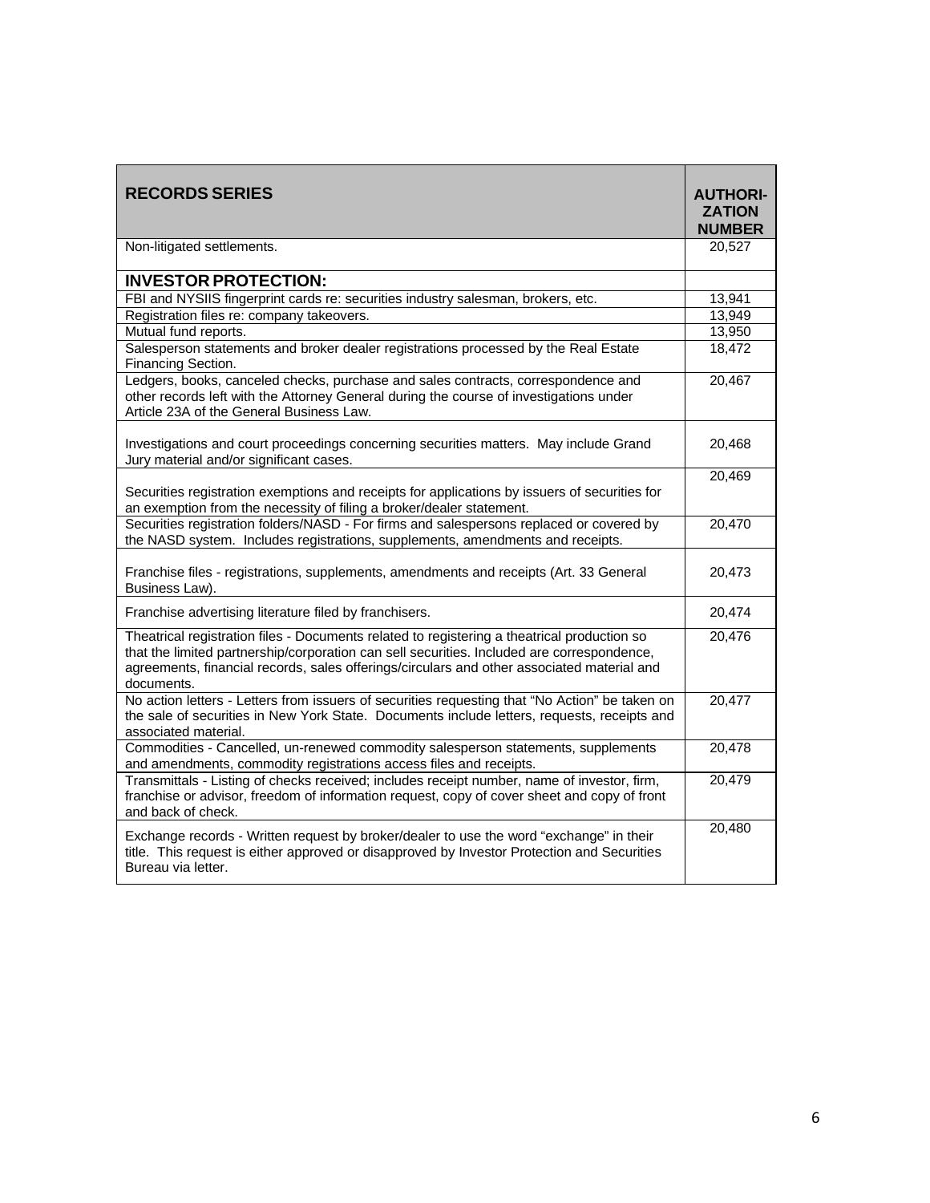| RECORDS SERIES | AUTHORI-ZATION NUMBER |
| --- | --- |
| Non-litigated settlements. | 20,527 |
| **INVESTOR PROTECTION:** | |
| FBI and NYSIIS fingerprint cards re: securities industry salesman, brokers, etc. | 13,941 |
| Registration files re: company takeovers. | 13,949 |
| Mutual fund reports. | 13,950 |
| Salesperson statements and broker dealer registrations processed by the Real Estate Financing Section. | 18,472 |
| Ledgers, books, canceled checks, purchase and sales contracts, correspondence and other records left with the Attorney General during the course of investigations under Article 23A of the General Business Law. | 20,467 |
| Investigations and court proceedings concerning securities matters. May include Grand Jury material and/or significant cases. | 20,468 |
| Securities registration exemptions and receipts for applications by issuers of securities for an exemption from the necessity of filing a broker/dealer statement. | 20,469 |
| Securities registration folders/NASD - For firms and salespersons replaced or covered by the NASD system. Includes registrations, supplements, amendments and receipts. | 20,470 |
| Franchise files - registrations, supplements, amendments and receipts (Art. 33 General Business Law). | 20,473 |
| Franchise advertising literature filed by franchisers. | 20,474 |
| Theatrical registration files - Documents related to registering a theatrical production so that the limited partnership/corporation can sell securities. Included are correspondence, agreements, financial records, sales offerings/circulars and other associated material and documents. | 20,476 |
| No action letters - Letters from issuers of securities requesting that "No Action" be taken on the sale of securities in New York State. Documents include letters, requests, receipts and associated material. | 20,477 |
| Commodities - Cancelled, un-renewed commodity salesperson statements, supplements and amendments, commodity registrations access files and receipts. | 20,478 |
| Transmittals - Listing of checks received; includes receipt number, name of investor, firm, franchise or advisor, freedom of information request, copy of cover sheet and copy of front and back of check. | 20,479 |
| Exchange records - Written request by broker/dealer to use the word "exchange" in their title. This request is either approved or disapproved by Investor Protection and Securities Bureau via letter. | 20,480 |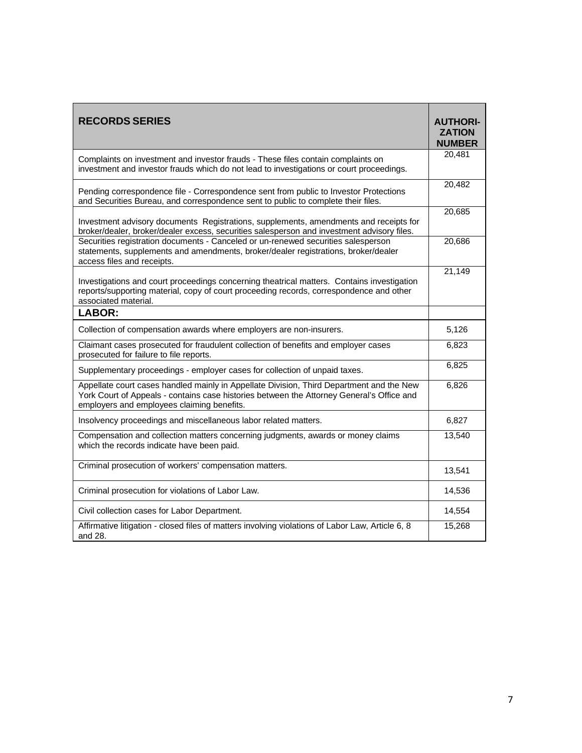| RECORDS SERIES | AUTHORI-ZATION NUMBER |
|---|---|
| Complaints on investment and investor frauds - These files contain complaints on investment and investor frauds which do not lead to investigations or court proceedings. | 20,481 |
| Pending correspondence file - Correspondence sent from public to Investor Protections and Securities Bureau, and correspondence sent to public to complete their files. | 20,482 |
| Investment advisory documents Registrations, supplements, amendments and receipts for broker/dealer, broker/dealer excess, securities salesperson and investment advisory files. | 20,685 |
| Securities registration documents - Canceled or un-renewed securities salesperson statements, supplements and amendments, broker/dealer registrations, broker/dealer access files and receipts. | 20,686 |
| Investigations and court proceedings concerning theatrical matters. Contains investigation reports/supporting material, copy of court proceeding records, correspondence and other associated material. | 21,149 |
| **LABOR:** | |
| Collection of compensation awards where employers are non-insurers. | 5,126 |
| Claimant cases prosecuted for fraudulent collection of benefits and employer cases prosecuted for failure to file reports. | 6,823 |
| Supplementary proceedings - employer cases for collection of unpaid taxes. | 6,825 |
| Appellate court cases handled mainly in Appellate Division, Third Department and the New York Court of Appeals - contains case histories between the Attorney General's Office and employers and employees claiming benefits. | 6,826 |
| Insolvency proceedings and miscellaneous labor related matters. | 6,827 |
| Compensation and collection matters concerning judgments, awards or money claims which the records indicate have been paid. | 13,540 |
| Criminal prosecution of workers' compensation matters. | 13,541 |
| Criminal prosecution for violations of Labor Law. | 14,536 |
| Civil collection cases for Labor Department. | 14,554 |
| Affirmative litigation - closed files of matters involving violations of Labor Law, Article 6, 8 and 28. | 15,268 |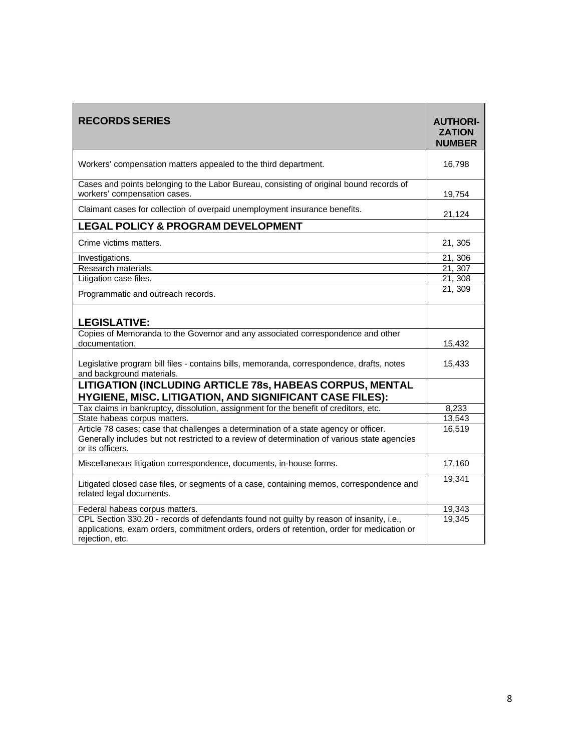| RECORDS SERIES | AUTHORI-ZATION NUMBER |
|---|---|
| Workers' compensation matters appealed to the third department. | 16,798 |
| Cases and points belonging to the Labor Bureau, consisting of original bound records of workers' compensation cases. | 19,754 |
| Claimant cases for collection of overpaid unemployment insurance benefits. | 21,124 |
| **LEGAL POLICY & PROGRAM DEVELOPMENT** | |
| Crime victims matters. | 21, 305 |
| Investigations. | 21, 306 |
| Research materials. | 21, 307 |
| Litigation case files. | 21, 308 |
| Programmatic and outreach records. | 21, 309 |
| **LEGISLATIVE:** | |
| Copies of Memoranda to the Governor and any associated correspondence and other documentation. | 15,432 |
| Legislative program bill files - contains bills, memoranda, correspondence, drafts, notes and background materials. | 15,433 |
| **LITIGATION (INCLUDING ARTICLE 78s, HABEAS CORPUS, MENTAL HYGIENE, MISC. LITIGATION, AND SIGNIFICANT CASE FILES):** | |
| Tax claims in bankruptcy, dissolution, assignment for the benefit of creditors, etc. | 8,233 |
| State habeas corpus matters. | 13,543 |
| Article 78 cases: case that challenges a determination of a state agency or officer. Generally includes but not restricted to a review of determination of various state agencies or its officers. | 16,519 |
| Miscellaneous litigation correspondence, documents, in-house forms. | 17,160 |
| Litigated closed case files, or segments of a case, containing memos, correspondence and related legal documents. | 19,341 |
| Federal habeas corpus matters. | 19,343 |
| CPL Section 330.20 - records of defendants found not guilty by reason of insanity, i.e., applications, exam orders, commitment orders, orders of retention, order for medication or rejection, etc. | 19,345 |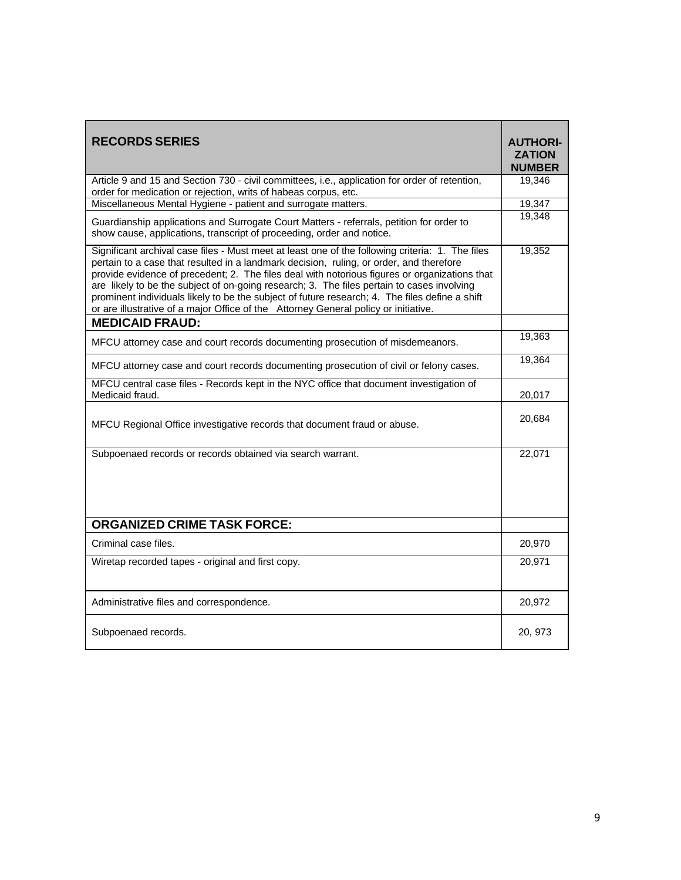| RECORDS SERIES | AUTHORI-ZATION NUMBER |
|---|---|
| Article 9 and 15 and Section 730 - civil committees, i.e., application for order of retention, order for medication or rejection, writs of habeas corpus, etc. | 19,346 |
| Miscellaneous Mental Hygiene - patient and surrogate matters. | 19,347 |
| Guardianship applications and Surrogate Court Matters - referrals, petition for order to show cause, applications, transcript of proceeding, order and notice. | 19,348 |
| Significant archival case files - Must meet at least one of the following criteria: 1. The files pertain to a case that resulted in a landmark decision, ruling, or order, and therefore provide evidence of precedent; 2. The files deal with notorious figures or organizations that are likely to be the subject of on-going research; 3. The files pertain to cases involving prominent individuals likely to be the subject of future research; 4. The files define a shift or are illustrative of a major Office of the Attorney General policy or initiative. | 19,352 |
| **MEDICAID FRAUD:** | |
| MFCU attorney case and court records documenting prosecution of misdemeanors. | 19,363 |
| MFCU attorney case and court records documenting prosecution of civil or felony cases. | 19,364 |
| MFCU central case files - Records kept in the NYC office that document investigation of Medicaid fraud. | 20,017 |
| MFCU Regional Office investigative records that document fraud or abuse. | 20,684 |
| Subpoenaed records or records obtained via search warrant. | 22,071 |
| **ORGANIZED CRIME TASK FORCE:** | |
| Criminal case files. | 20,970 |
| Wiretap recorded tapes - original and first copy. | 20,971 |
| Administrative files and correspondence. | 20,972 |
| Subpoenaed records. | 20, 973 |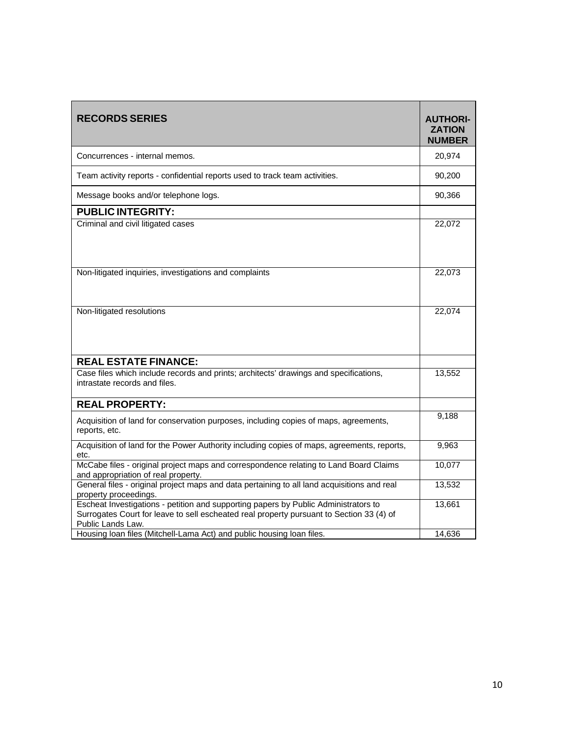| **RECORDS SERIES** | **AUTHORI-ZATION NUMBER** |
|---|---|
| Concurrences - internal memos. | 20,974 |
| Team activity reports - confidential reports used to track team activities. | 90,200 |
| Message books and/or telephone logs. | 90,366 |
| **PUBLIC INTEGRITY:** | |
| Criminal and civil litigated cases | 22,072 |
| Non-litigated inquiries, investigations and complaints | 22,073 |
| Non-litigated resolutions | 22,074 |
| **REAL ESTATE FINANCE:** | |
| Case files which include records and prints; architects' drawings and specifications, intrastate records and files. | 13,552 |
| **REAL PROPERTY:** | |
| Acquisition of land for conservation purposes, including copies of maps, agreements, reports, etc. | 9,188 |
| Acquisition of land for the Power Authority including copies of maps, agreements, reports, etc. | 9,963 |
| McCabe files - original project maps and correspondence relating to Land Board Claims and appropriation of real property. | 10,077 |
| General files - original project maps and data pertaining to all land acquisitions and real property proceedings. | 13,532 |
| Escheat Investigations - petition and supporting papers by Public Administrators to Surrogates Court for leave to sell escheated real property pursuant to Section 33 (4) of Public Lands Law. | 13,661 |
| Housing loan files (Mitchell-Lama Act) and public housing loan files. | 14,636 |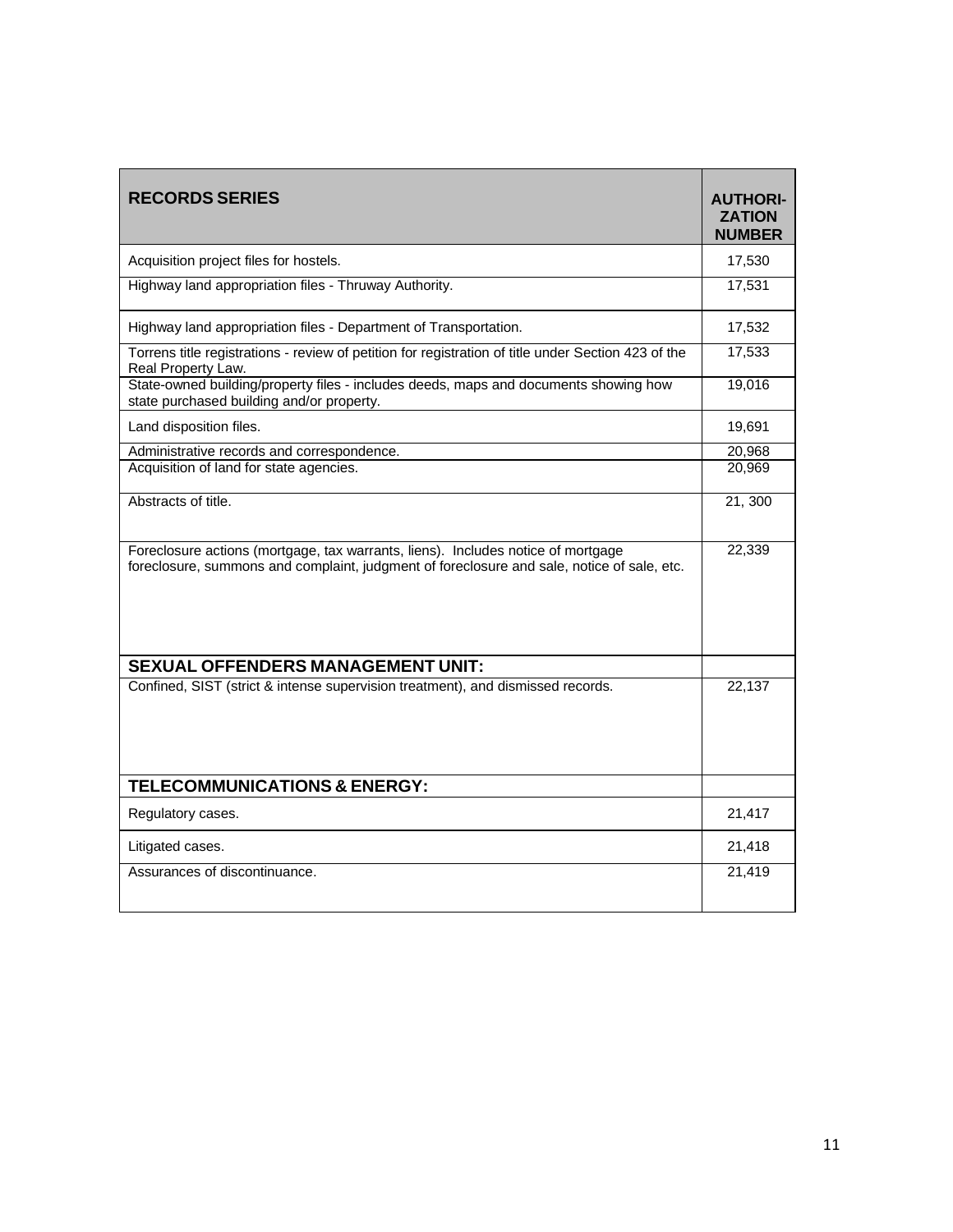| **RECORDS SERIES** | **AUTHORI-ZATION NUMBER** |
| --- | --- |
| Acquisition project files for hostels. | 17,530 |
| Highway land appropriation files - Thruway Authority. | 17,531 |
| Highway land appropriation files - Department of Transportation. | 17,532 |
| Torrens title registrations - review of petition for registration of title under Section 423 of the Real Property Law. | 17,533 |
| State-owned building/property files - includes deeds, maps and documents showing how state purchased building and/or property. | 19,016 |
| Land disposition files. | 19,691 |
| Administrative records and correspondence. | 20,968 |
| Acquisition of land for state agencies. | 20,969 |
| Abstracts of title. | 21, 300 |
| Foreclosure actions (mortgage, tax warrants, liens). Includes notice of mortgage foreclosure, summons and complaint, judgment of foreclosure and sale, notice of sale, etc. | 22,339 |
| **SEXUAL OFFENDERS MANAGEMENT UNIT:** | |
| Confined, SIST (strict & intense supervision treatment), and dismissed records. | 22,137 |
| **TELECOMMUNICATIONS & ENERGY:** | |
| Regulatory cases. | 21,417 |
| Litigated cases. | 21,418 |
| Assurances of discontinuance. | 21,419 |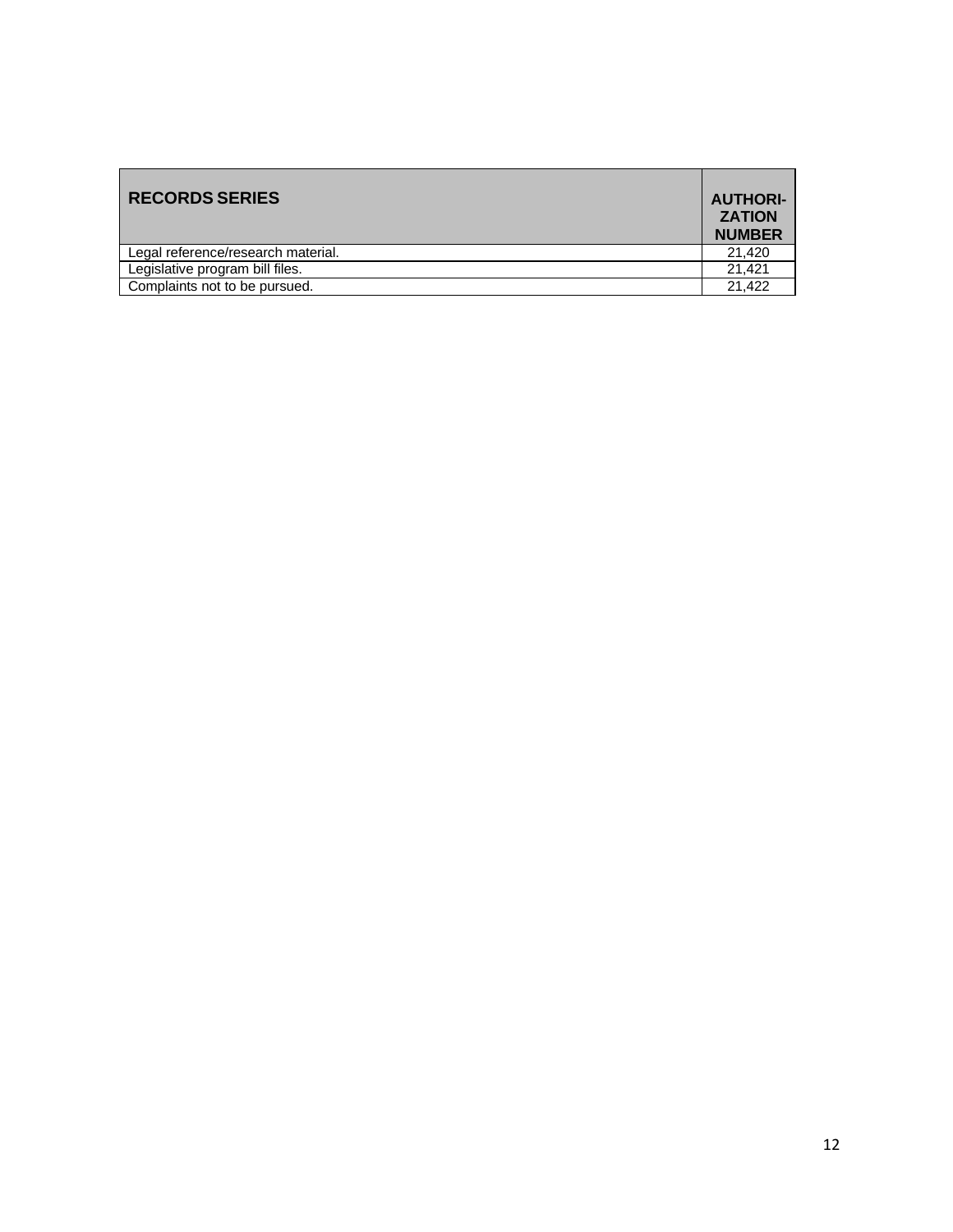| RECORDS SERIES | AUTHORI-ZATION NUMBER |
|---|---|
| Legal reference/research material. | 21,420 |
| Legislative program bill files. | 21,421 |
| Complaints not to be pursued. | 21,422 |